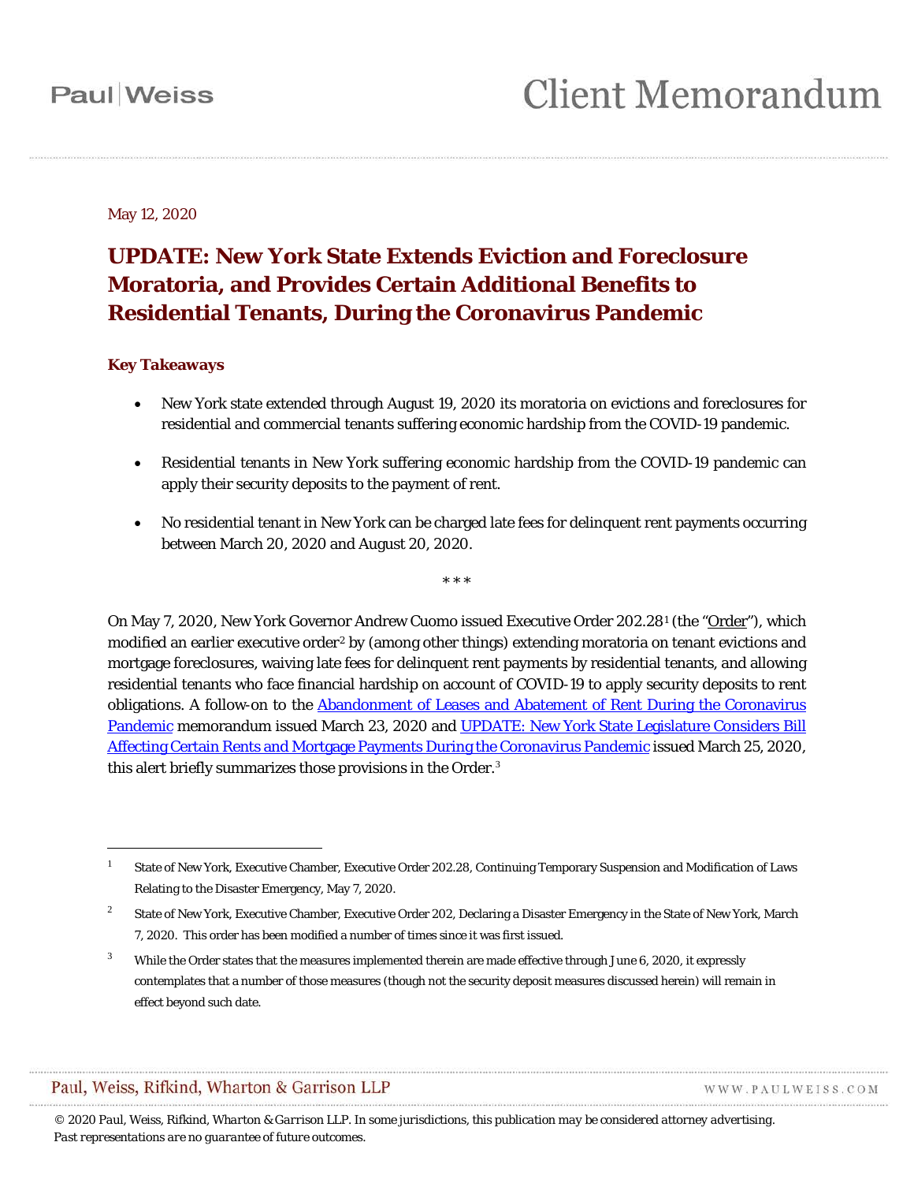Paul | Weiss

# Client Memorandum

May 12, 2020

## UPDATE: New York State Extends Eviction and Foreclosure Moratoria, and Provides Certain Additional Benefits to Residential Tenants, During the Coronavirus Pandemic

### Key Takeaways

- New York state extended through August 19, 2020 its moratoria on evictions and foreclosures for residential and commercial tenants suffering economic hardship from the COVID-19 pandemic.
- Residential tenants in New York suffering economic hardship from the COVID-19 pandemic can apply their security deposits to the payment of rent.
- No residential tenant in New York can be charged late fees for delinquent rent payments occurring between March 20, 2020 and August 20, 2020.

\* \* \*

On May 7, 2020, New York Governor Andrew Cuomo issued Executive Order 202.28[1] (the "Order"), which modified an earlier executive order[2] by (among other things) extending moratoria on tenant evictions and mortgage foreclosures, waiving late fees for delinquent rent payments by residential tenants, and allowing residential tenants who face financial hardship on account of COVID-19 to apply security deposits to rent obligations. A follow-on to the Abandonment of Leases and Abatement of Rent During the Coronavirus Pandemic memorandum issued March 23, 2020 and UPDATE: New York State Legislature Considers Bill Affecting Certain Rents and Mortgage Payments During the Coronavirus Pandemic issued March 25, 2020, this alert briefly summarizes those provisions in the Order.[3]

---

[1] State of New York, Executive Chamber, Executive Order 202.28, Continuing Temporary Suspension and Modification of Laws Relating to the Disaster Emergency, May 7, 2020.

[2] State of New York, Executive Chamber, Executive Order 202, Declaring a Disaster Emergency in the State of New York, March 7, 2020. This order has been modified a number of times since it was first issued.

[3] While the Order states that the measures implemented therein are made effective through June 6, 2020, it expressly contemplates that a number of those measures (though not the security deposit measures discussed herein) will remain in effect beyond such date.

Paul, Weiss, Rifkind, Wharton & Garrison LLP — WWW.PAULWEISS.COM

*© 2020 Paul, Weiss, Rifkind, Wharton & Garrison LLP. In some jurisdictions, this publication may be considered attorney advertising. Past representations are no guarantee of future outcomes.*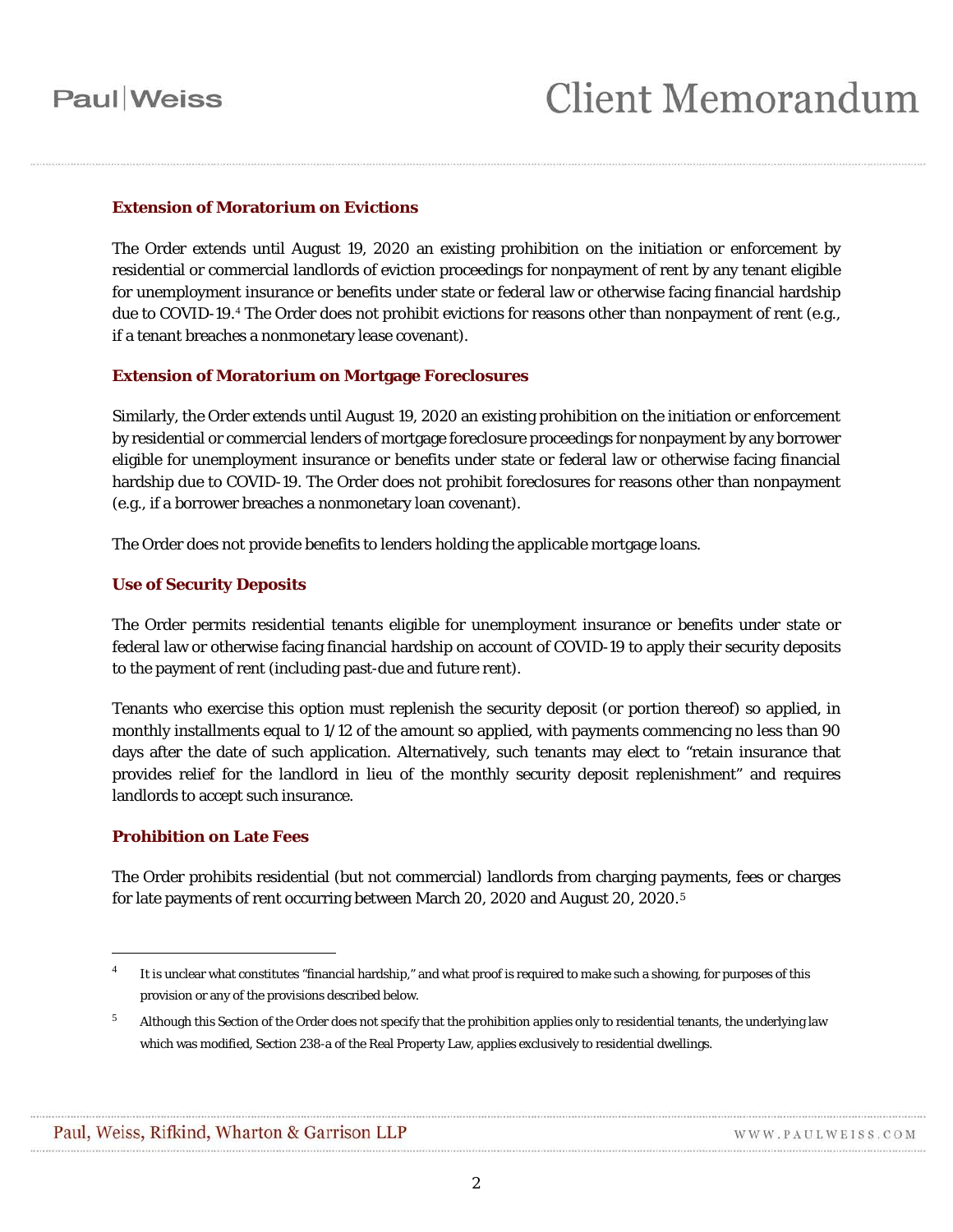### Extension of Moratorium on Evictions

The Order extends until August 19, 2020 an existing prohibition on the initiation or enforcement by residential or commercial landlords of eviction proceedings for nonpayment of rent by any tenant eligible for unemployment insurance or benefits under state or federal law or otherwise facing financial hardship due to COVID-19.[4] The Order does not prohibit evictions for reasons other than nonpayment of rent (e.g., if a tenant breaches a nonmonetary lease covenant).

### Extension of Moratorium on Mortgage Foreclosures

Similarly, the Order extends until August 19, 2020 an existing prohibition on the initiation or enforcement by residential or commercial lenders of mortgage foreclosure proceedings for nonpayment by any borrower eligible for unemployment insurance or benefits under state or federal law or otherwise facing financial hardship due to COVID-19. The Order does not prohibit foreclosures for reasons other than nonpayment (e.g., if a borrower breaches a nonmonetary loan covenant).

The Order does not provide benefits to lenders holding the applicable mortgage loans.

### Use of Security Deposits

The Order permits residential tenants eligible for unemployment insurance or benefits under state or federal law or otherwise facing financial hardship on account of COVID-19 to apply their security deposits to the payment of rent (including past-due and future rent).

Tenants who exercise this option must replenish the security deposit (or portion thereof) so applied, in monthly installments equal to 1/12 of the amount so applied, with payments commencing no less than 90 days after the date of such application. Alternatively, such tenants may elect to "retain insurance that provides relief for the landlord in lieu of the monthly security deposit replenishment" and requires landlords to accept such insurance.

### Prohibition on Late Fees

The Order prohibits residential (but not commercial) landlords from charging payments, fees or charges for late payments of rent occurring between March 20, 2020 and August 20, 2020.[5]

---

[4] It is unclear what constitutes "financial hardship," and what proof is required to make such a showing, for purposes of this provision or any of the provisions described below.

[5] Although this Section of the Order does not specify that the prohibition applies only to residential tenants, the underlying law which was modified, Section 238-a of the Real Property Law, applies exclusively to residential dwellings.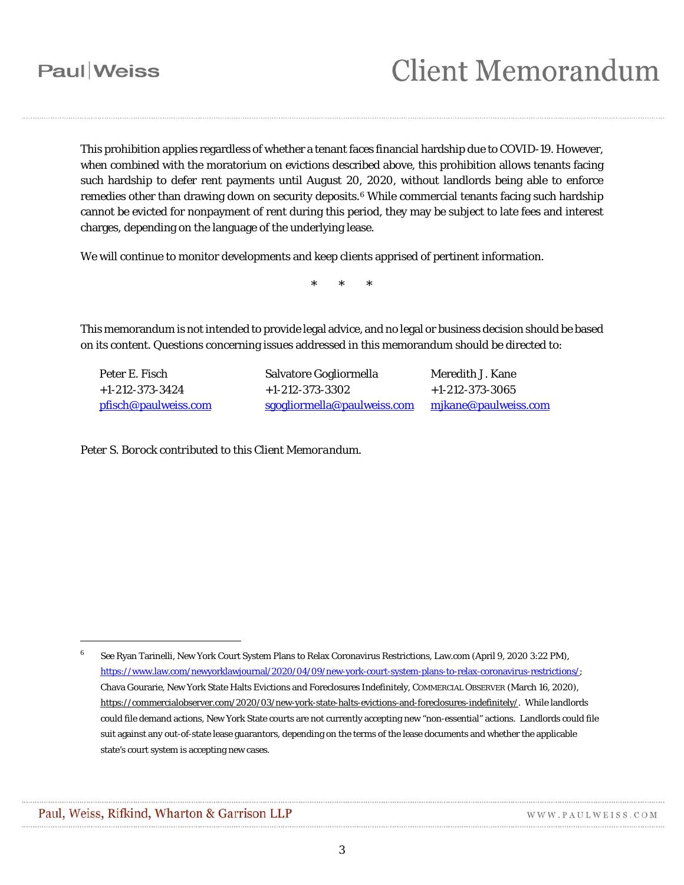This prohibition applies regardless of whether a tenant faces financial hardship due to COVID-19. However, when combined with the moratorium on evictions described above, this prohibition allows tenants facing such hardship to defer rent payments until August 20, 2020, without landlords being able to enforce remedies other than drawing down on security deposits.[6] While commercial tenants facing such hardship cannot be evicted for nonpayment of rent during this period, they may be subject to late fees and interest charges, depending on the language of the underlying lease.

We will continue to monitor developments and keep clients apprised of pertinent information.

\* \* \*

This memorandum is not intended to provide legal advice, and no legal or business decision should be based on its content. Questions concerning issues addressed in this memorandum should be directed to:

| | | |
|---|---|---|
| Peter E. Fisch | Salvatore Gogliormella | Meredith J. Kane |
| +1-212-373-3424 | +1-212-373-3302 | +1-212-373-3065 |
| pfisch@paulweiss.com | sgogliormella@paulweiss.com | mjkane@paulweiss.com |

*Peter S. Borock contributed to this Client Memorandum.*

---

[6] See Ryan Tarinelli, New York Court System Plans to Relax Coronavirus Restrictions, Law.com (April 9, 2020 3:22 PM), https://www.law.com/newyorklawjournal/2020/04/09/new-york-court-system-plans-to-relax-coronavirus-restrictions/; Chava Gourarie, New York State Halts Evictions and Foreclosures Indefinitely, COMMERCIAL OBSERVER (March 16, 2020), https://commercialobserver.com/2020/03/new-york-state-halts-evictions-and-foreclosures-indefinitely/. While landlords could file demand actions, New York State courts are not currently accepting new "non-essential" actions. Landlords could file suit against any out-of-state lease guarantors, depending on the terms of the lease documents and whether the applicable state's court system is accepting new cases.